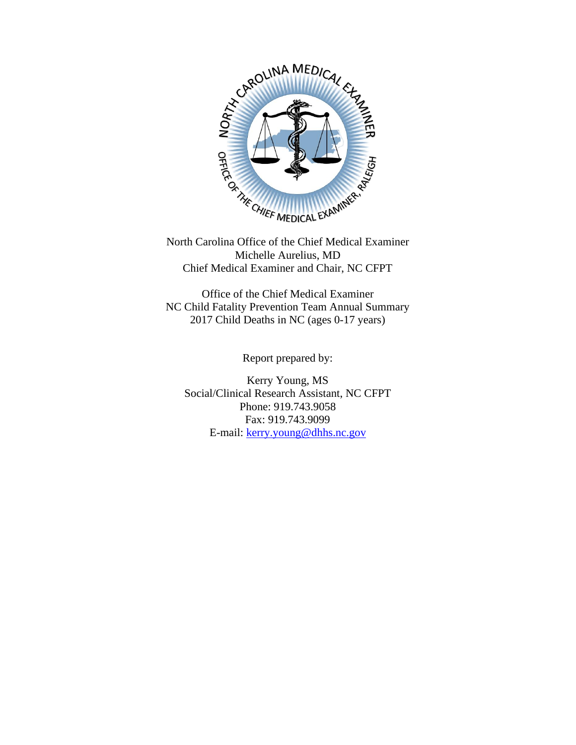North Carolina Office of the Chief Medical Examiner
Michelle Aurelius, MD
Chief Medical Examiner and Chair, NC CFPT

Office of the Chief Medical Examiner
NC Child Fatality Prevention Team Annual Summary
2017 Child Deaths in NC (ages 0-17 years)

Report prepared by:

Kerry Young, MS
Social/Clinical Research Assistant, NC CFPT
Phone: 919.743.9058
Fax: 919.743.9099
E-mail: kerry.young@dhhs.nc.gov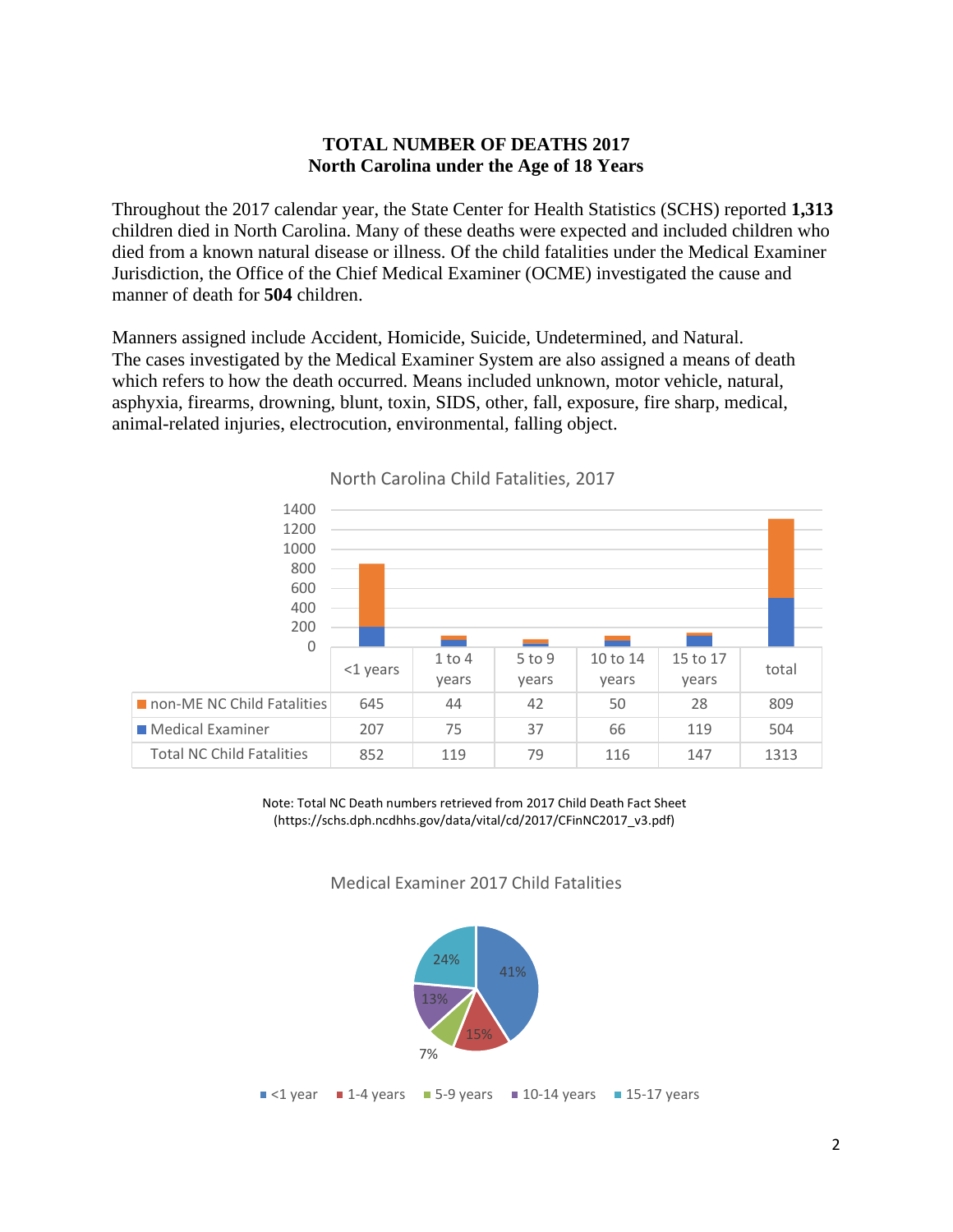# TOTAL NUMBER OF DEATHS 2017
## North Carolina under the Age of 18 Years

Throughout the 2017 calendar year, the State Center for Health Statistics (SCHS) reported **1,313** children died in North Carolina. Many of these deaths were expected and included children who died from a known natural disease or illness. Of the child fatalities under the Medical Examiner Jurisdiction, the Office of the Chief Medical Examiner (OCME) investigated the cause and manner of death for **504** children.

Manners assigned include Accident, Homicide, Suicide, Undetermined, and Natural. The cases investigated by the Medical Examiner System are also assigned a means of death which refers to how the death occurred. Means included unknown, motor vehicle, natural, asphyxia, firearms, drowning, blunt, toxin, SIDS, other, fall, exposure, fire sharp, medical, animal-related injuries, electrocution, environmental, falling object.

North Carolina Child Fatalities, 2017

| | <1 years | 1 to 4 years | 5 to 9 years | 10 to 14 years | 15 to 17 years | total |
|---|---|---|---|---|---|---|
| non-ME NC Child Fatalities | 645 | 44 | 42 | 50 | 28 | 809 |
| Medical Examiner | 207 | 75 | 37 | 66 | 119 | 504 |
| Total NC Child Fatalities | 852 | 119 | 79 | 116 | 147 | 1313 |

Note: Total NC Death numbers retrieved from 2017 Child Death Fact Sheet (https://schs.dph.ncdhhs.gov/data/vital/cd/2017/CFinNC2017_v3.pdf)

Medical Examiner 2017 Child Fatalities

| Age group | Percent |
|---|---|
| <1 year | 41% |
| 1-4 years | 15% |
| 5-9 years | 7% |
| 10-14 years | 13% |
| 15-17 years | 24% |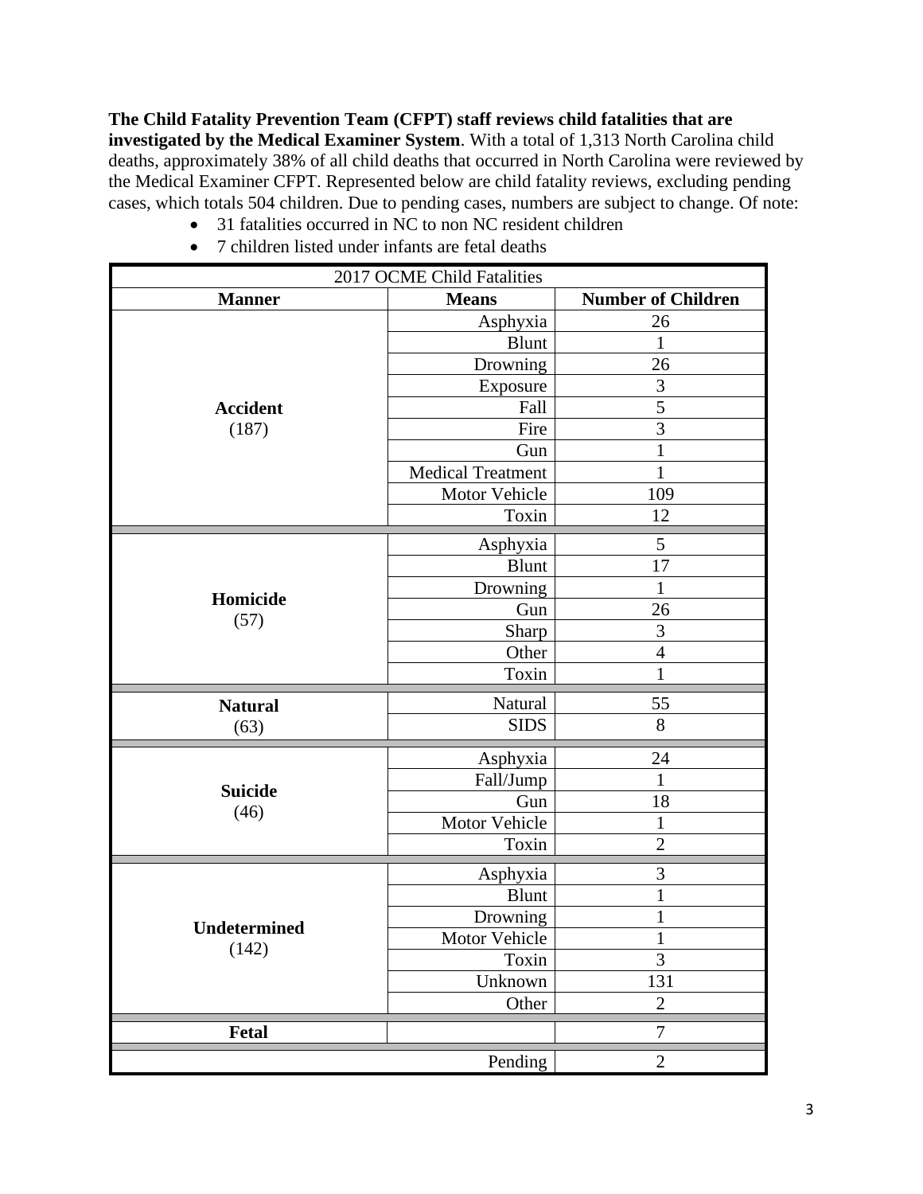**The Child Fatality Prevention Team (CFPT) staff reviews child fatalities that are investigated by the Medical Examiner System**. With a total of 1,313 North Carolina child deaths, approximately 38% of all child deaths that occurred in North Carolina were reviewed by the Medical Examiner CFPT. Represented below are child fatality reviews, excluding pending cases, which totals 504 children. Due to pending cases, numbers are subject to change. Of note:

- 31 fatalities occurred in NC to non NC resident children
- 7 children listed under infants are fetal deaths

| 2017 OCME Child Fatalities | | |
|---|---|---|
| **Manner** | **Means** | **Number of Children** |
| **Accident** (187) | Asphyxia | 26 |
| | Blunt | 1 |
| | Drowning | 26 |
| | Exposure | 3 |
| | Fall | 5 |
| | Fire | 3 |
| | Gun | 1 |
| | Medical Treatment | 1 |
| | Motor Vehicle | 109 |
| | Toxin | 12 |
| **Homicide** (57) | Asphyxia | 5 |
| | Blunt | 17 |
| | Drowning | 1 |
| | Gun | 26 |
| | Sharp | 3 |
| | Other | 4 |
| | Toxin | 1 |
| **Natural** (63) | Natural | 55 |
| | SIDS | 8 |
| **Suicide** (46) | Asphyxia | 24 |
| | Fall/Jump | 1 |
| | Gun | 18 |
| | Motor Vehicle | 1 |
| | Toxin | 2 |
| **Undetermined** (142) | Asphyxia | 3 |
| | Blunt | 1 |
| | Drowning | 1 |
| | Motor Vehicle | 1 |
| | Toxin | 3 |
| | Unknown | 131 |
| | Other | 2 |
| **Fetal** | | 7 |
| | Pending | 2 |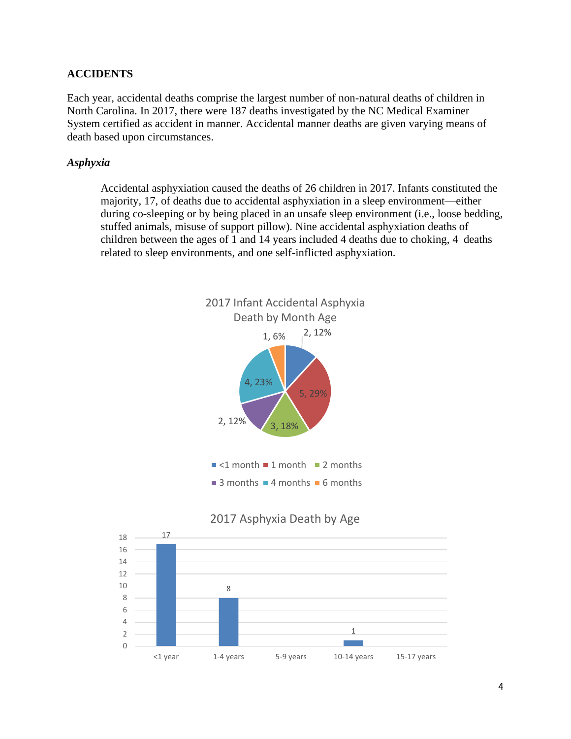## ACCIDENTS

Each year, accidental deaths comprise the largest number of non-natural deaths of children in North Carolina. In 2017, there were 187 deaths investigated by the NC Medical Examiner System certified as accident in manner. Accidental manner deaths are given varying means of death based upon circumstances.

### *Asphyxia*

Accidental asphyxiation caused the deaths of 26 children in 2017. Infants constituted the majority, 17, of deaths due to accidental asphyxiation in a sleep environment—either during co-sleeping or by being placed in an unsafe sleep environment (i.e., loose bedding, stuffed animals, misuse of support pillow). Nine accidental asphyxiation deaths of children between the ages of 1 and 14 years included 4 deaths due to choking, 4 deaths related to sleep environments, and one self-inflicted asphyxiation.

**2017 Infant Accidental Asphyxia Death by Month Age**

| Age | Deaths | Percent |
|---|---|---|
| <1 month | 2 | 12% |
| 1 month | 5 | 29% |
| 2 months | 3 | 18% |
| 3 months | 2 | 12% |
| 4 months | 4 | 23% |
| 6 months | 1 | 6% |

**2017 Asphyxia Death by Age**

| Age | Deaths |
|---|---|
| <1 year | 17 |
| 1-4 years | 8 |
| 5-9 years | |
| 10-14 years | 1 |
| 15-17 years | |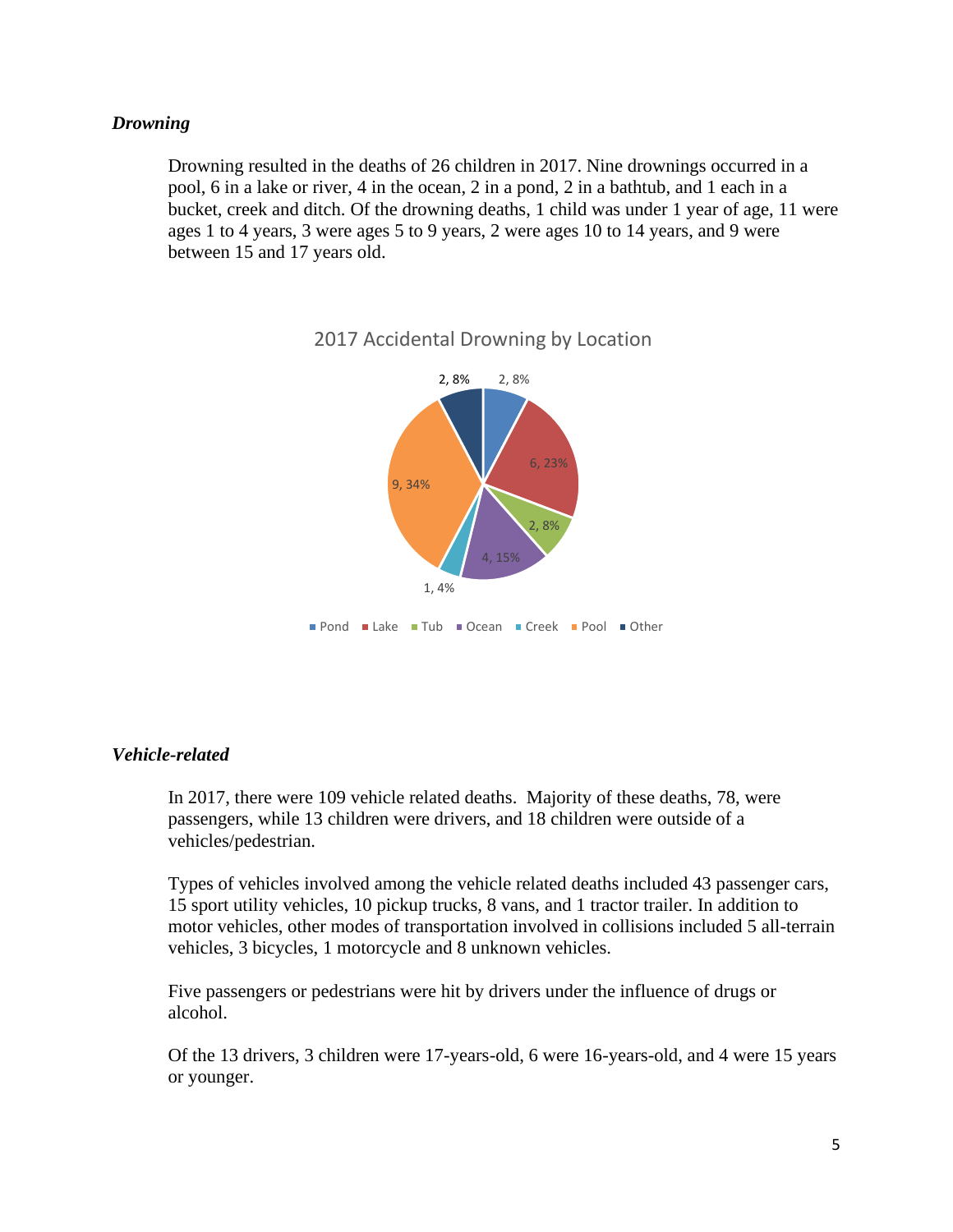### *Drowning*

Drowning resulted in the deaths of 26 children in 2017. Nine drownings occurred in a pool, 6 in a lake or river, 4 in the ocean, 2 in a pond, 2 in a bathtub, and 1 each in a bucket, creek and ditch. Of the drowning deaths, 1 child was under 1 year of age, 11 were ages 1 to 4 years, 3 were ages 5 to 9 years, 2 were ages 10 to 14 years, and 9 were between 15 and 17 years old.

2017 Accidental Drowning by Location

| Location | Count, % |
|---|---|
| Pond | 2, 8% |
| Lake | 6, 23% |
| Tub | 2, 8% |
| Ocean | 4, 15% |
| Creek | 1, 4% |
| Pool | 9, 34% |
| Other | 2, 8% |

### *Vehicle-related*

In 2017, there were 109 vehicle related deaths. Majority of these deaths, 78, were passengers, while 13 children were drivers, and 18 children were outside of a vehicles/pedestrian.

Types of vehicles involved among the vehicle related deaths included 43 passenger cars, 15 sport utility vehicles, 10 pickup trucks, 8 vans, and 1 tractor trailer. In addition to motor vehicles, other modes of transportation involved in collisions included 5 all-terrain vehicles, 3 bicycles, 1 motorcycle and 8 unknown vehicles.

Five passengers or pedestrians were hit by drivers under the influence of drugs or alcohol.

Of the 13 drivers, 3 children were 17-years-old, 6 were 16-years-old, and 4 were 15 years or younger.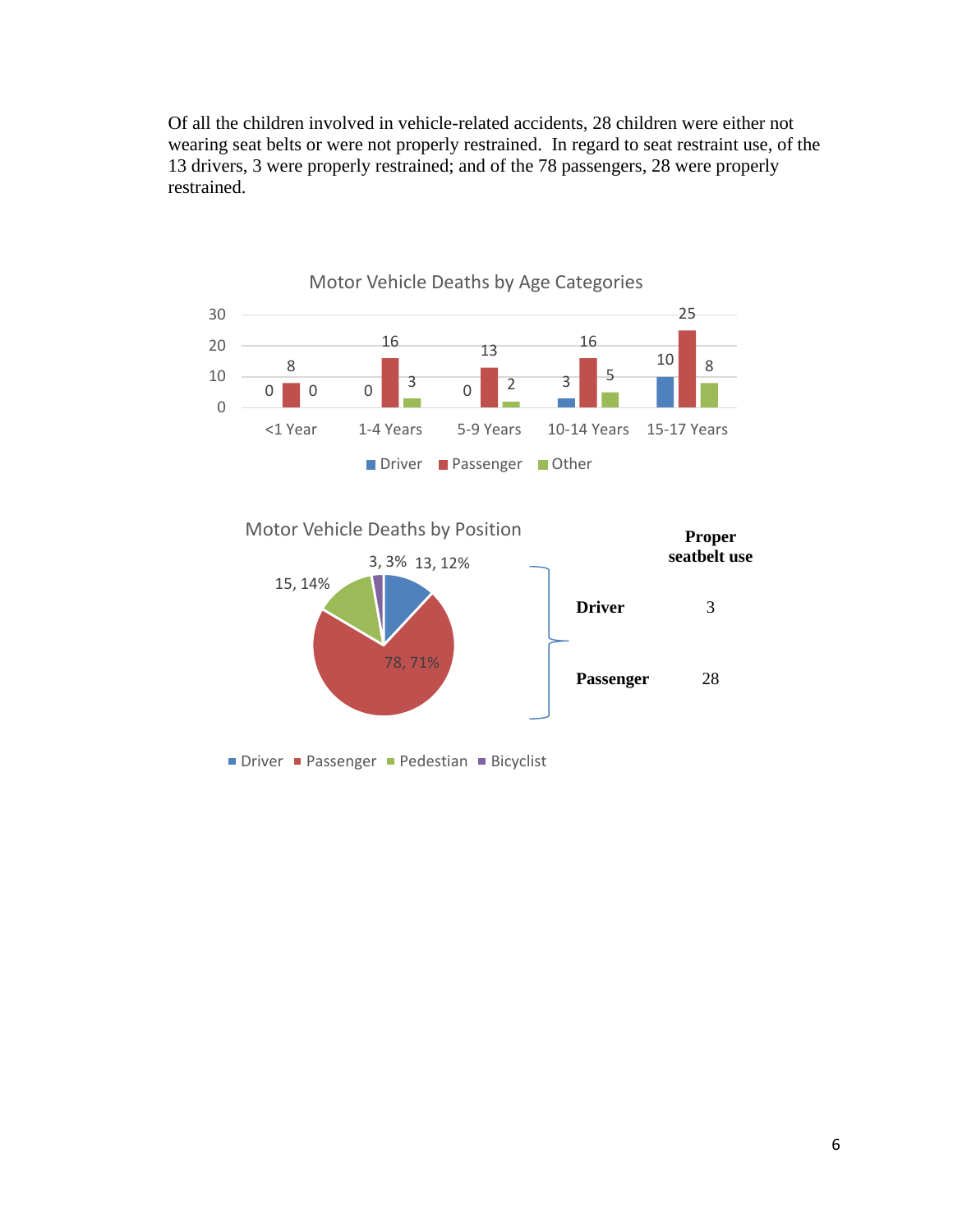Of all the children involved in vehicle-related accidents, 28 children were either not wearing seat belts or were not properly restrained. In regard to seat restraint use, of the 13 drivers, 3 were properly restrained; and of the 78 passengers, 28 were properly restrained.

**Motor Vehicle Deaths by Age Categories**

| Age Category | Driver | Passenger | Other |
|---|---|---|---|
| <1 Year | 0 | 8 | 0 |
| 1-4 Years | 0 | 16 | 3 |
| 5-9 Years | 0 | 13 | 2 |
| 10-14 Years | 3 | 16 | 5 |
| 15-17 Years | 10 | 25 | 8 |

**Motor Vehicle Deaths by Position**

| Position | Number, Percent |
|---|---|
| Driver | 13, 12% |
| Passenger | 78, 71% |
| Pedestian | 15, 14% |
| Bicyclist | 3, 3% |

| | Proper seatbelt use |
|---|---|
| **Driver** | 3 |
| **Passenger** | 28 |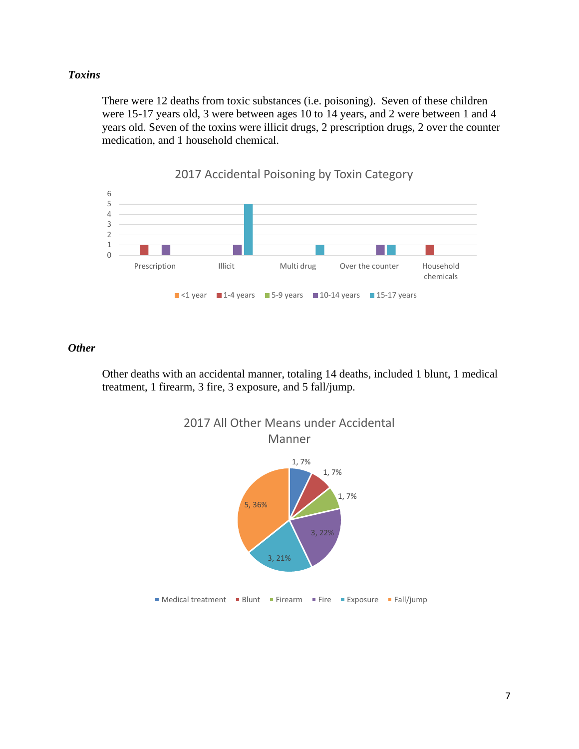### *Toxins*

There were 12 deaths from toxic substances (i.e. poisoning). Seven of these children were 15-17 years old, 3 were between ages 10 to 14 years, and 2 were between 1 and 4 years old. Seven of the toxins were illicit drugs, 2 prescription drugs, 2 over the counter medication, and 1 household chemical.

2017 Accidental Poisoning by Toxin Category

| Toxin Category | <1 year | 1-4 years | 5-9 years | 10-14 years | 15-17 years |
|---|---|---|---|---|---|
| Prescription | | 1 | | 1 | |
| Illicit | | | | 1 | 5 |
| Multi drug | | | | | 1 |
| Over the counter | | | | 1 | 1 |
| Household chemicals | | 1 | | | |

### *Other*

Other deaths with an accidental manner, totaling 14 deaths, included 1 blunt, 1 medical treatment, 1 firearm, 3 fire, 3 exposure, and 5 fall/jump.

2017 All Other Means under Accidental Manner

| Means | Count, Percent |
|---|---|
| Medical treatment | 1, 7% |
| Blunt | 1, 7% |
| Firearm | 1, 7% |
| Fire | 3, 22% |
| Exposure | 3, 21% |
| Fall/jump | 5, 36% |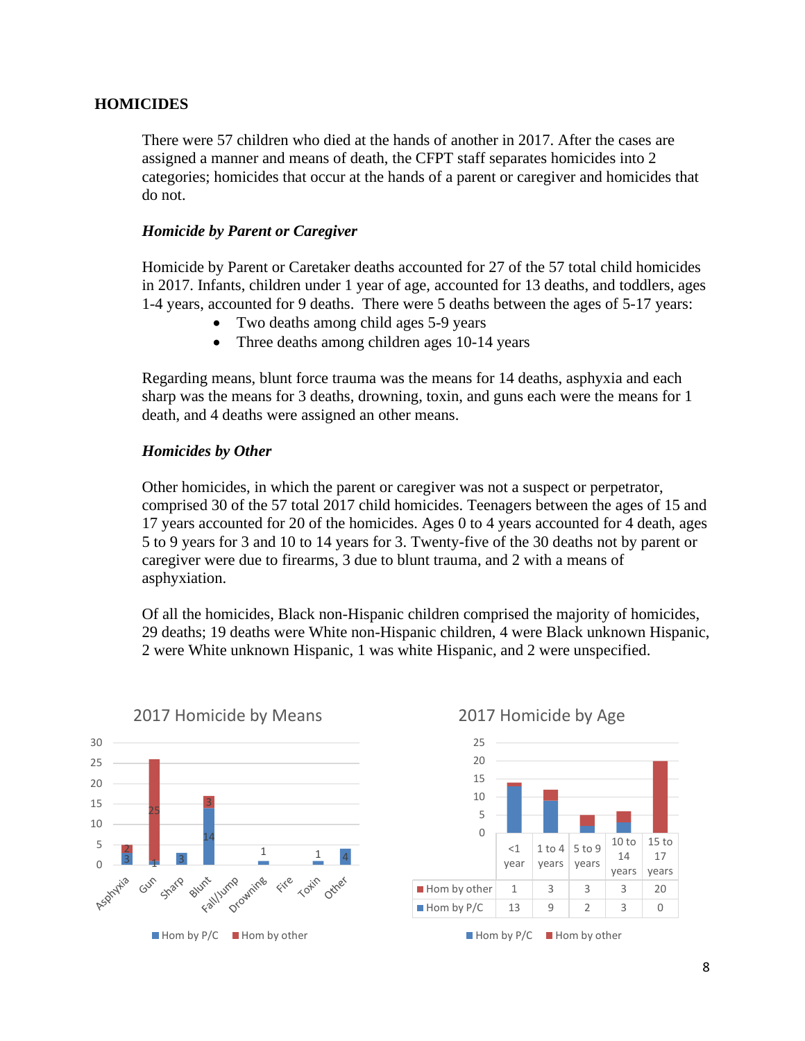## HOMICIDES

There were 57 children who died at the hands of another in 2017. After the cases are assigned a manner and means of death, the CFPT staff separates homicides into 2 categories; homicides that occur at the hands of a parent or caregiver and homicides that do not.

### *Homicide by Parent or Caregiver*

Homicide by Parent or Caretaker deaths accounted for 27 of the 57 total child homicides in 2017. Infants, children under 1 year of age, accounted for 13 deaths, and toddlers, ages 1-4 years, accounted for 9 deaths. There were 5 deaths between the ages of 5-17 years:

- Two deaths among child ages 5-9 years
- Three deaths among children ages 10-14 years

Regarding means, blunt force trauma was the means for 14 deaths, asphyxia and each sharp was the means for 3 deaths, drowning, toxin, and guns each were the means for 1 death, and 4 deaths were assigned an other means.

### *Homicides by Other*

Other homicides, in which the parent or caregiver was not a suspect or perpetrator, comprised 30 of the 57 total 2017 child homicides. Teenagers between the ages of 15 and 17 years accounted for 20 of the homicides. Ages 0 to 4 years accounted for 4 death, ages 5 to 9 years for 3 and 10 to 14 years for 3. Twenty-five of the 30 deaths not by parent or caregiver were due to firearms, 3 due to blunt trauma, and 2 with a means of asphyxiation.

Of all the homicides, Black non-Hispanic children comprised the majority of homicides, 29 deaths; 19 deaths were White non-Hispanic children, 4 were Black unknown Hispanic, 2 were White unknown Hispanic, 1 was white Hispanic, and 2 were unspecified.

**2017 Homicide by Means**

| | Asphyxia | Gun | Sharp | Blunt | Fall/Jump | Drowning | Fire | Toxin | Other |
|---|---|---|---|---|---|---|---|---|---|
| Hom by P/C | 3 | 1 | 3 | 14 | | 1 | | 1 | 4 |
| Hom by other | 2 | 25 | | 3 | | | | | |

**2017 Homicide by Age**

| | <1 year | 1 to 4 years | 5 to 9 years | 10 to 14 years | 15 to 17 years |
|---|---|---|---|---|---|
| Hom by other | 1 | 3 | 3 | 3 | 20 |
| Hom by P/C | 13 | 9 | 2 | 3 | 0 |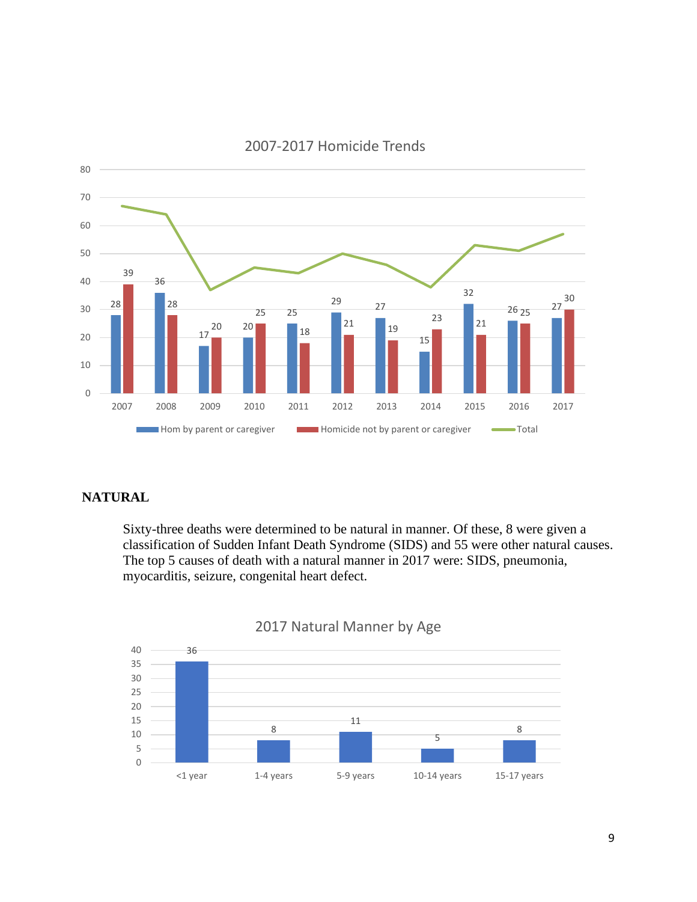**2007-2017 Homicide Trends**

| Year | Hom by parent or caregiver | Homicide not by parent or caregiver | Total |
|---|---|---|---|
| 2007 | 28 | 39 | 67 |
| 2008 | 36 | 28 | 64 |
| 2009 | 17 | 20 | 37 |
| 2010 | 20 | 25 | 45 |
| 2011 | 25 | 18 | 43 |
| 2012 | 29 | 21 | 50 |
| 2013 | 27 | 19 | 46 |
| 2014 | 15 | 23 | 38 |
| 2015 | 32 | 21 | 53 |
| 2016 | 26 | 25 | 51 |
| 2017 | 27 | 30 | 57 |

## NATURAL

Sixty-three deaths were determined to be natural in manner. Of these, 8 were given a classification of Sudden Infant Death Syndrome (SIDS) and 55 were other natural causes. The top 5 causes of death with a natural manner in 2017 were: SIDS, pneumonia, myocarditis, seizure, congenital heart defect.

**2017 Natural Manner by Age**

| Age | Count |
|---|---|
| <1 year | 36 |
| 1-4 years | 8 |
| 5-9 years | 11 |
| 10-14 years | 5 |
| 15-17 years | 8 |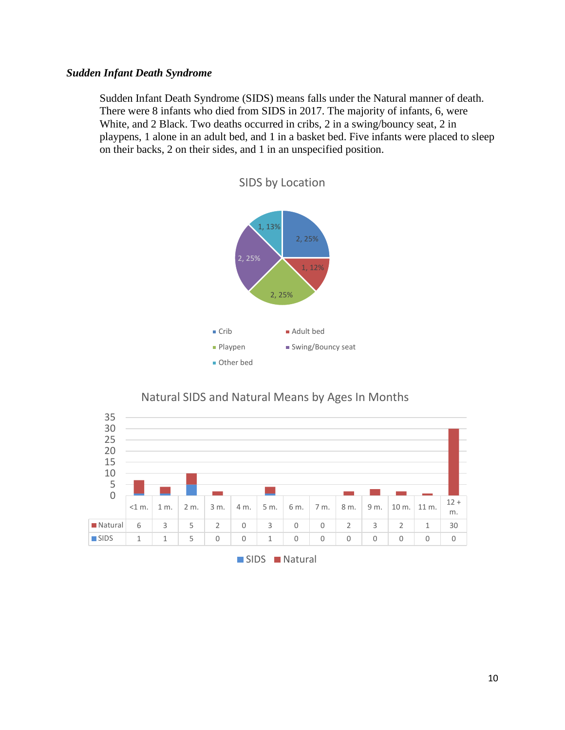***Sudden Infant Death Syndrome***

Sudden Infant Death Syndrome (SIDS) means falls under the Natural manner of death. There were 8 infants who died from SIDS in 2017. The majority of infants, 6, were White, and 2 Black. Two deaths occurred in cribs, 2 in a swing/bouncy seat, 2 in playpens, 1 alone in an adult bed, and 1 in a basket bed. Five infants were placed to sleep on their backs, 2 on their sides, and 1 in an unspecified position.

SIDS by Location

| Location | Count, % |
|---|---|
| Crib | 2, 25% |
| Adult bed | 1, 12% |
| Playpen | 2, 25% |
| Swing/Bouncy seat | 2, 25% |
| Other bed | 1, 13% |

Natural SIDS and Natural Means by Ages In Months

| | <1 m. | 1 m. | 2 m. | 3 m. | 4 m. | 5 m. | 6 m. | 7 m. | 8 m. | 9 m. | 10 m. | 11 m. | 12 + m. |
|---|---|---|---|---|---|---|---|---|---|---|---|---|---|
| Natural | 6 | 3 | 5 | 2 | 0 | 3 | 0 | 0 | 2 | 3 | 2 | 1 | 30 |
| SIDS | 1 | 1 | 5 | 0 | 0 | 1 | 0 | 0 | 0 | 0 | 0 | 0 | 0 |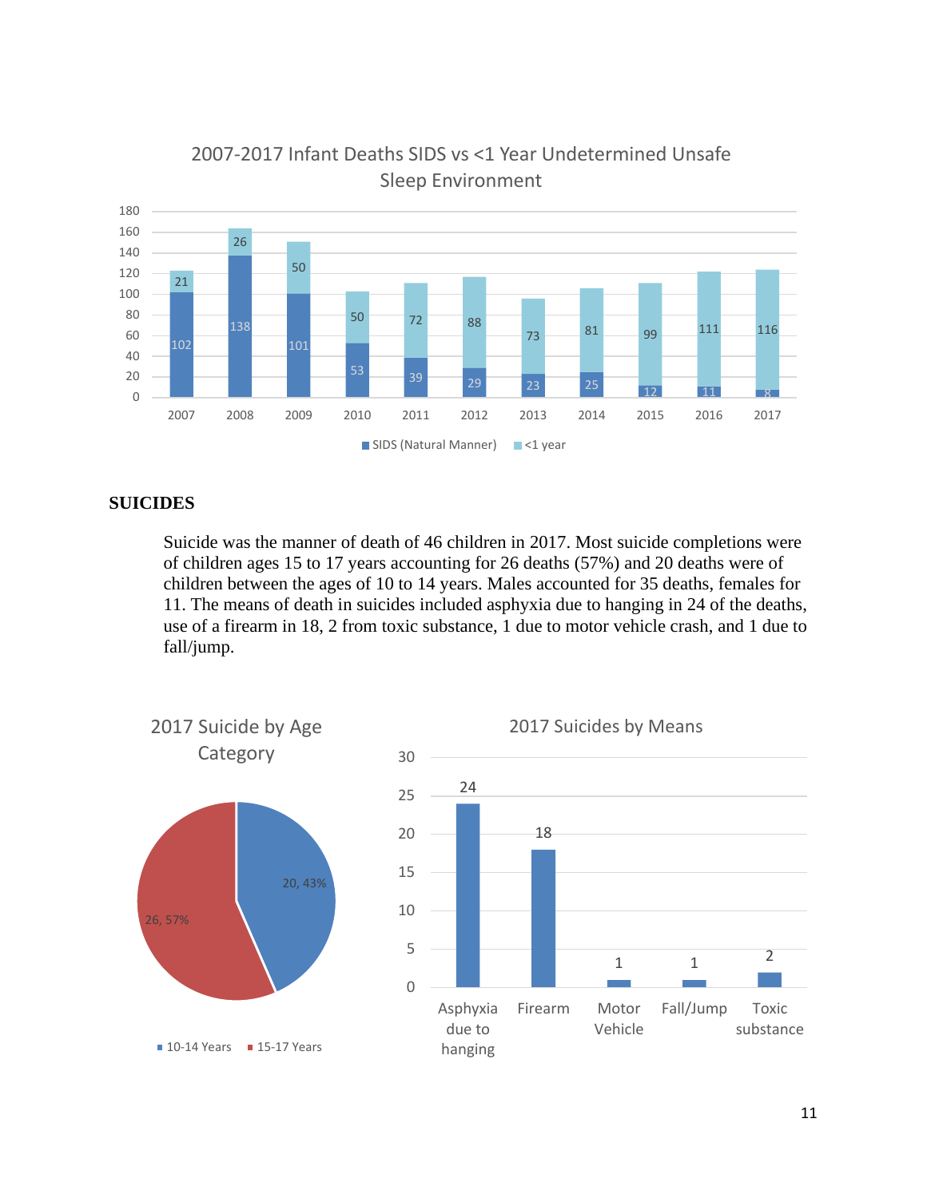**2007-2017 Infant Deaths SIDS vs <1 Year Undetermined Unsafe Sleep Environment**

| Year | SIDS (Natural Manner) | <1 year |
|---|---|---|
| 2007 | 102 | 21 |
| 2008 | 138 | 26 |
| 2009 | 101 | 50 |
| 2010 | 53 | 50 |
| 2011 | 39 | 72 |
| 2012 | 29 | 88 |
| 2013 | 23 | 73 |
| 2014 | 25 | 81 |
| 2015 | 12 | 99 |
| 2016 | 11 | 111 |
| 2017 | 8 | 116 |

## SUICIDES

Suicide was the manner of death of 46 children in 2017. Most suicide completions were of children ages 15 to 17 years accounting for 26 deaths (57%) and 20 deaths were of children between the ages of 10 to 14 years. Males accounted for 35 deaths, females for 11. The means of death in suicides included asphyxia due to hanging in 24 of the deaths, use of a firearm in 18, 2 from toxic substance, 1 due to motor vehicle crash, and 1 due to fall/jump.

**2017 Suicide by Age Category**

| Age Category | Deaths | Percent |
|---|---|---|
| 10-14 Years | 20 | 43% |
| 15-17 Years | 26 | 57% |

**2017 Suicides by Means**

| Means | Deaths |
|---|---|
| Asphyxia due to hanging | 24 |
| Firearm | 18 |
| Motor Vehicle | 1 |
| Fall/Jump | 1 |
| Toxic substance | 2 |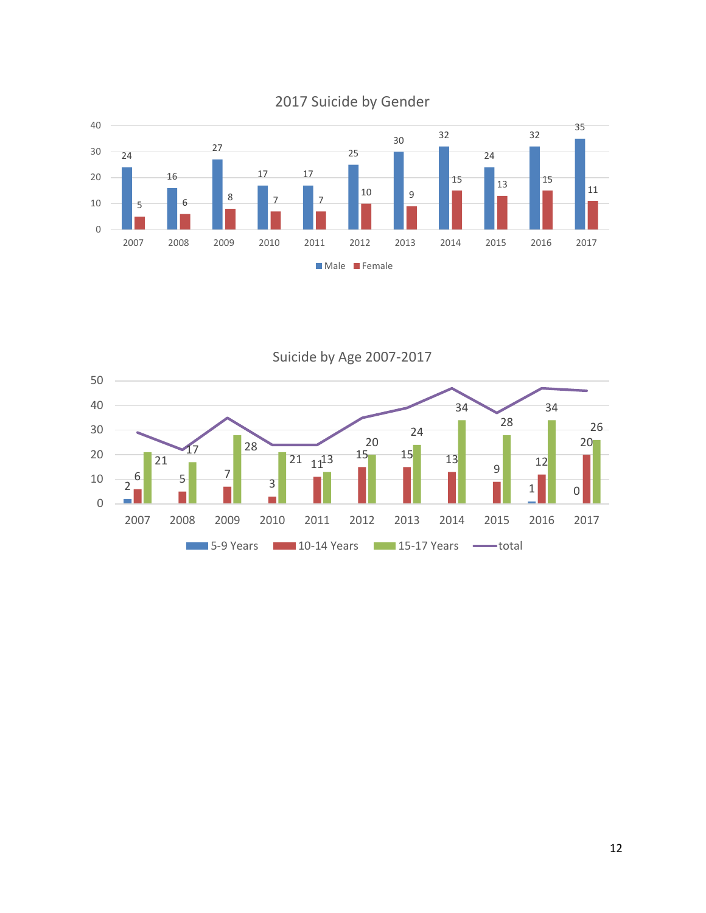## 2017 Suicide by Gender

| Year | Male | Female |
|---|---|---|
| 2007 | 24 | 5 |
| 2008 | 16 | 6 |
| 2009 | 27 | 8 |
| 2010 | 17 | 7 |
| 2011 | 17 | 7 |
| 2012 | 25 | 10 |
| 2013 | 30 | 9 |
| 2014 | 32 | 15 |
| 2015 | 24 | 13 |
| 2016 | 32 | 15 |
| 2017 | 35 | 11 |

## Suicide by Age 2007-2017

| Year | 5-9 Years | 10-14 Years | 15-17 Years |
|---|---|---|---|
| 2007 | 2 | 6 | 21 |
| 2008 | | 5 | 17 |
| 2009 | | 7 | 28 |
| 2010 | | 3 | 21 |
| 2011 | | 11 | 13 |
| 2012 | | 15 | 20 |
| 2013 | | 15 | 24 |
| 2014 | | 13 | 34 |
| 2015 | | 9 | 28 |
| 2016 | 1 | 12 | 34 |
| 2017 | 0 | 20 | 26 |

Legend: 5-9 Years, 10-14 Years, 15-17 Years, total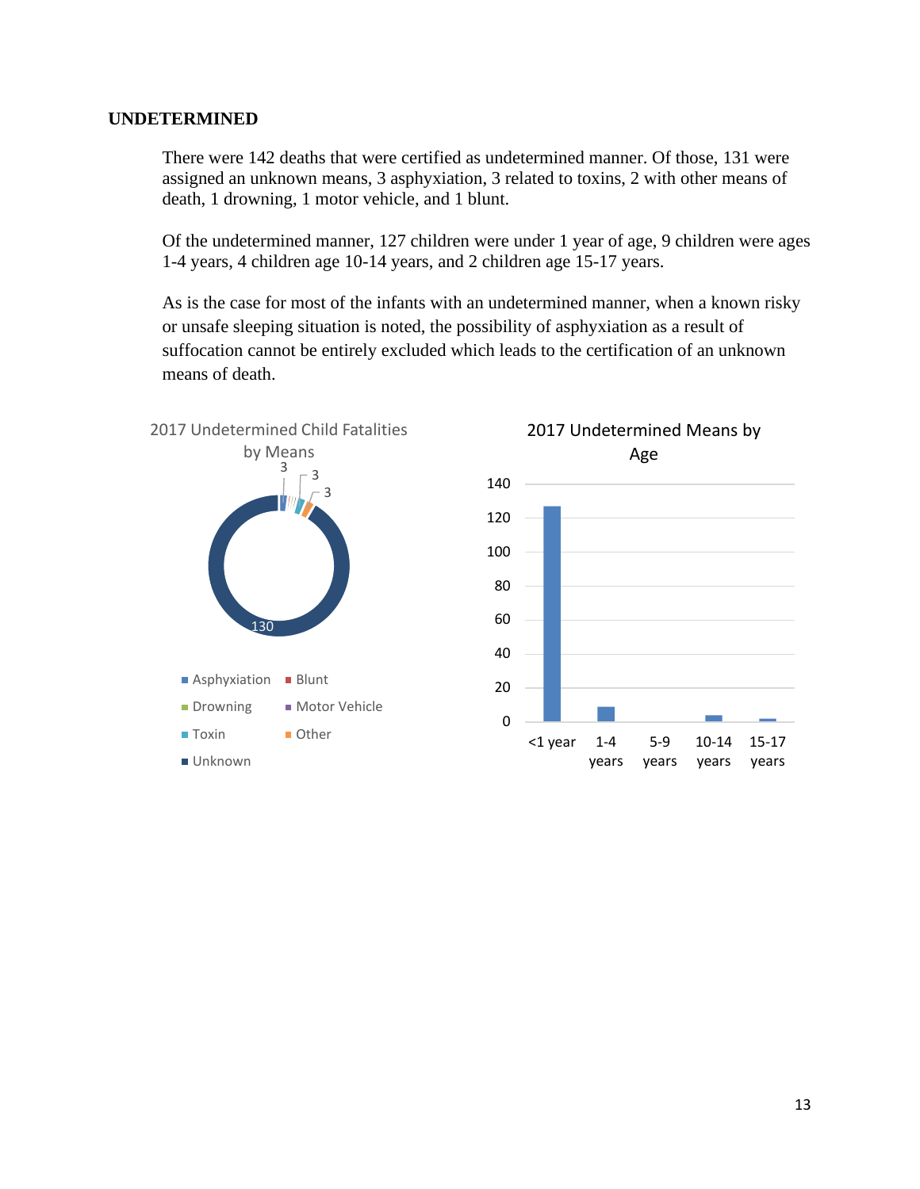**UNDETERMINED**

There were 142 deaths that were certified as undetermined manner. Of those, 131 were assigned an unknown means, 3 asphyxiation, 3 related to toxins, 2 with other means of death, 1 drowning, 1 motor vehicle, and 1 blunt.

Of the undetermined manner, 127 children were under 1 year of age, 9 children were ages 1-4 years, 4 children age 10-14 years, and 2 children age 15-17 years.

As is the case for most of the infants with an undetermined manner, when a known risky or unsafe sleeping situation is noted, the possibility of asphyxiation as a result of suffocation cannot be entirely excluded which leads to the certification of an unknown means of death.

2017 Undetermined Child Fatalities by Means

| Means | Count |
|---|---|
| Asphyxiation | 3 |
| Blunt | |
| Drowning | |
| Motor Vehicle | |
| Toxin | 3 |
| Other | 3 |
| Unknown | 130 |

2017 Undetermined Means by Age

| Age | Count |
|---|---|
| <1 year | 127 |
| 1-4 years | 9 |
| 5-9 years | 0 |
| 10-14 years | 4 |
| 15-17 years | 2 |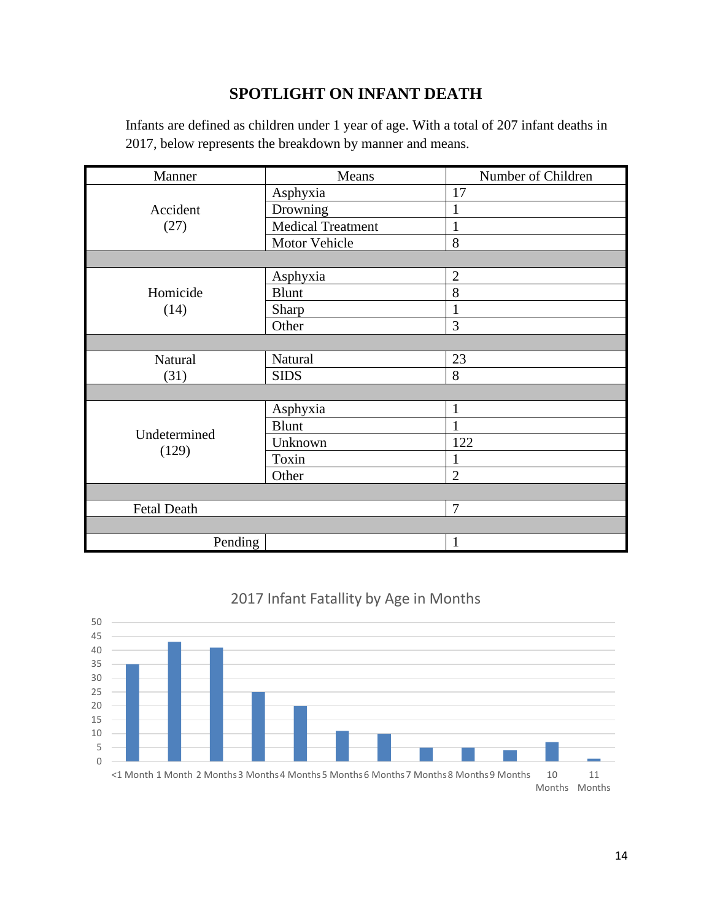# SPOTLIGHT ON INFANT DEATH

Infants are defined as children under 1 year of age. With a total of 207 infant deaths in 2017, below represents the breakdown by manner and means.

| Manner | Means | Number of Children |
|---|---|---|
| Accident (27) | Asphyxia | 17 |
| | Drowning | 1 |
| | Medical Treatment | 1 |
| | Motor Vehicle | 8 |
| | | |
| Homicide (14) | Asphyxia | 2 |
| | Blunt | 8 |
| | Sharp | 1 |
| | Other | 3 |
| | | |
| Natural (31) | Natural | 23 |
| | SIDS | 8 |
| | | |
| Undetermined (129) | Asphyxia | 1 |
| | Blunt | 1 |
| | Unknown | 122 |
| | Toxin | 1 |
| | Other | 2 |
| | | |
| Fetal Death | | 7 |
| | | |
| Pending | | 1 |

2017 Infant Fatality by Age in Months

| Age | Number |
|---|---|
| <1 Month | 35 |
| 1 Month | 43 |
| 2 Months | 41 |
| 3 Months | 25 |
| 4 Months | 20 |
| 5 Months | 11 |
| 6 Months | 10 |
| 7 Months | 5 |
| 8 Months | 5 |
| 9 Months | 4 |
| 10 Months | 7 |
| 11 Months | 1 |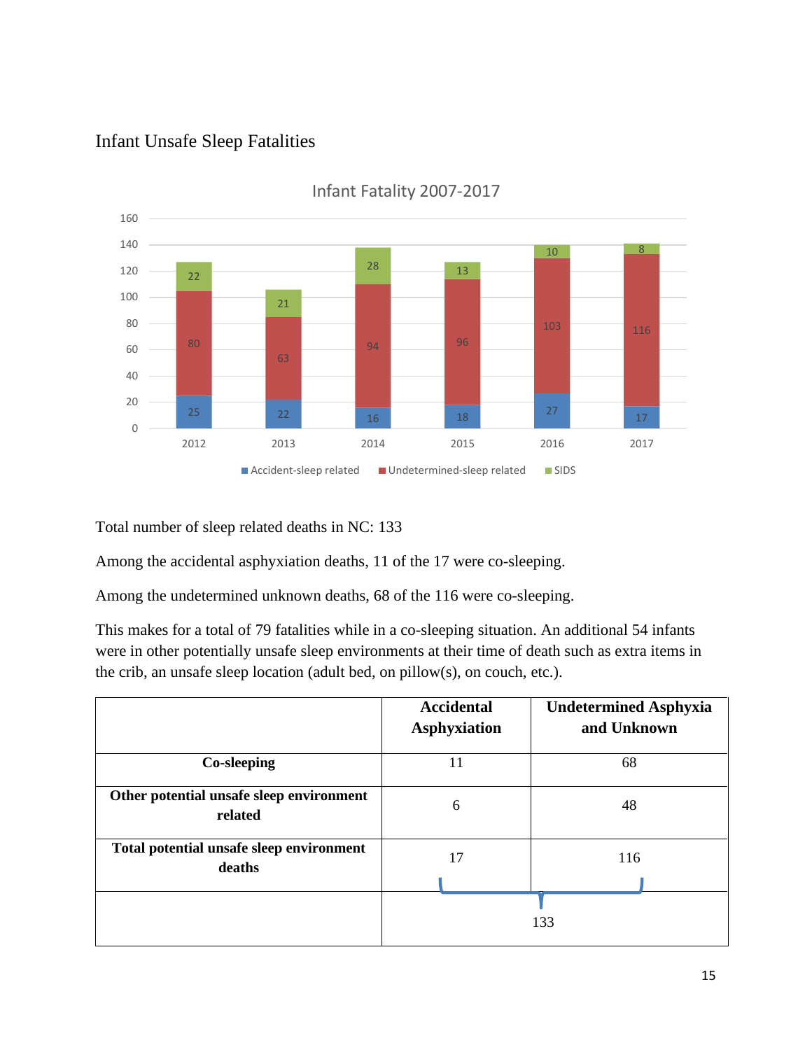## Infant Unsafe Sleep Fatalities

Infant Fatality 2007-2017

| Year | Accident-sleep related | Undetermined-sleep related | SIDS |
|---|---|---|---|
| 2012 | 25 | 80 | 22 |
| 2013 | 22 | 63 | 21 |
| 2014 | 16 | 94 | 28 |
| 2015 | 18 | 96 | 13 |
| 2016 | 27 | 103 | 10 |
| 2017 | 17 | 116 | 8 |

Total number of sleep related deaths in NC: 133

Among the accidental asphyxiation deaths, 11 of the 17 were co-sleeping.

Among the undetermined unknown deaths, 68 of the 116 were co-sleeping.

This makes for a total of 79 fatalities while in a co-sleeping situation. An additional 54 infants were in other potentially unsafe sleep environments at their time of death such as extra items in the crib, an unsafe sleep location (adult bed, on pillow(s), on couch, etc.).

| | **Accidental Asphyxiation** | **Undetermined Asphyxia and Unknown** |
|---|---|---|
| **Co-sleeping** | 11 | 68 |
| **Other potential unsafe sleep environment related** | 6 | 48 |
| **Total potential unsafe sleep environment deaths** | 17 | 116 |
| | 133 | |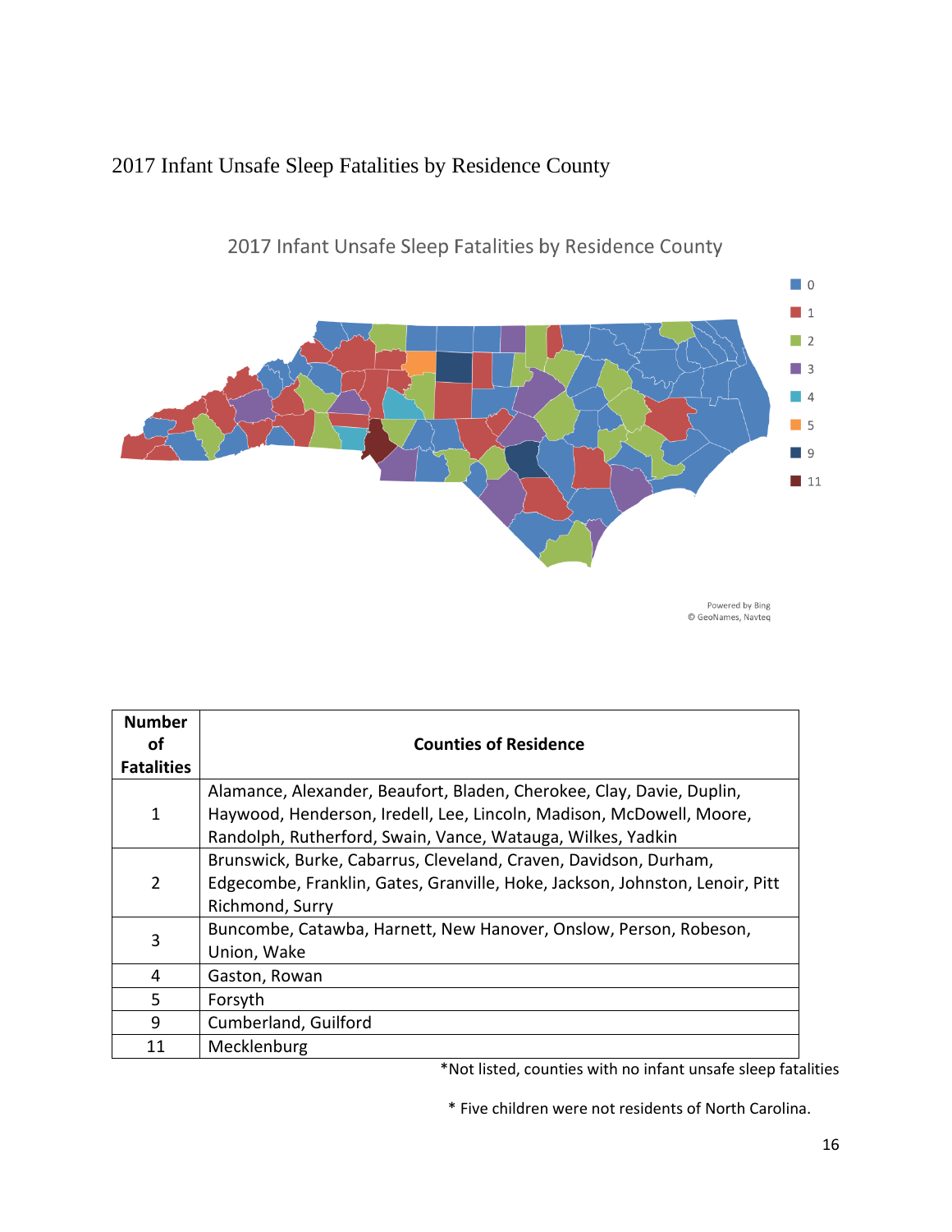# 2017 Infant Unsafe Sleep Fatalities by Residence County

2017 Infant Unsafe Sleep Fatalities by Residence County

0
1
2
3
4
5
9
11

Powered by Bing
© GeoNames, Navteq

| Number of Fatalities | Counties of Residence |
|---|---|
| 1 | Alamance, Alexander, Beaufort, Bladen, Cherokee, Clay, Davie, Duplin, Haywood, Henderson, Iredell, Lee, Lincoln, Madison, McDowell, Moore, Randolph, Rutherford, Swain, Vance, Watauga, Wilkes, Yadkin |
| 2 | Brunswick, Burke, Cabarrus, Cleveland, Craven, Davidson, Durham, Edgecombe, Franklin, Gates, Granville, Hoke, Jackson, Johnston, Lenoir, Pitt Richmond, Surry |
| 3 | Buncombe, Catawba, Harnett, New Hanover, Onslow, Person, Robeson, Union, Wake |
| 4 | Gaston, Rowan |
| 5 | Forsyth |
| 9 | Cumberland, Guilford |
| 11 | Mecklenburg |

*Not listed, counties with no infant unsafe sleep fatalities

* Five children were not residents of North Carolina.